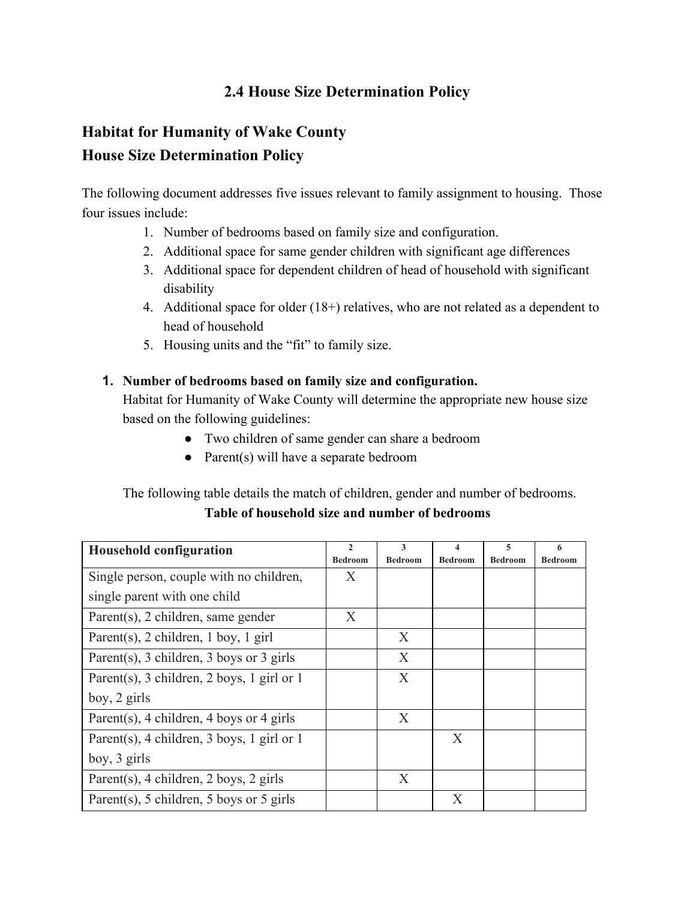# 2.4 House Size Determination Policy

## Habitat for Humanity of Wake County
## House Size Determination Policy

The following document addresses five issues relevant to family assignment to housing. Those four issues include:

1. Number of bedrooms based on family size and configuration.
2. Additional space for same gender children with significant age differences
3. Additional space for dependent children of head of household with significant disability
4. Additional space for older (18+) relatives, who are not related as a dependent to head of household
5. Housing units and the "fit" to family size.

1. **Number of bedrooms based on family size and configuration.**
   Habitat for Humanity of Wake County will determine the appropriate new house size based on the following guidelines:
   - Two children of same gender can share a bedroom
   - Parent(s) will have a separate bedroom

   The following table details the match of children, gender and number of bedrooms.

**Table of household size and number of bedrooms**

| Household configuration | 2 Bedroom | 3 Bedroom | 4 Bedroom | 5 Bedroom | 6 Bedroom |
|---|---|---|---|---|---|
| Single person, couple with no children, single parent with one child | X | | | | |
| Parent(s), 2 children, same gender | X | | | | |
| Parent(s), 2 children, 1 boy, 1 girl | | X | | | |
| Parent(s), 3 children, 3 boys or 3 girls | | X | | | |
| Parent(s), 3 children, 2 boys, 1 girl or 1 boy, 2 girls | | X | | | |
| Parent(s), 4 children, 4 boys or 4 girls | | X | | | |
| Parent(s), 4 children, 3 boys, 1 girl or 1 boy, 3 girls | | | X | | |
| Parent(s), 4 children, 2 boys, 2 girls | | X | | | |
| Parent(s), 5 children, 5 boys or 5 girls | | | X | | |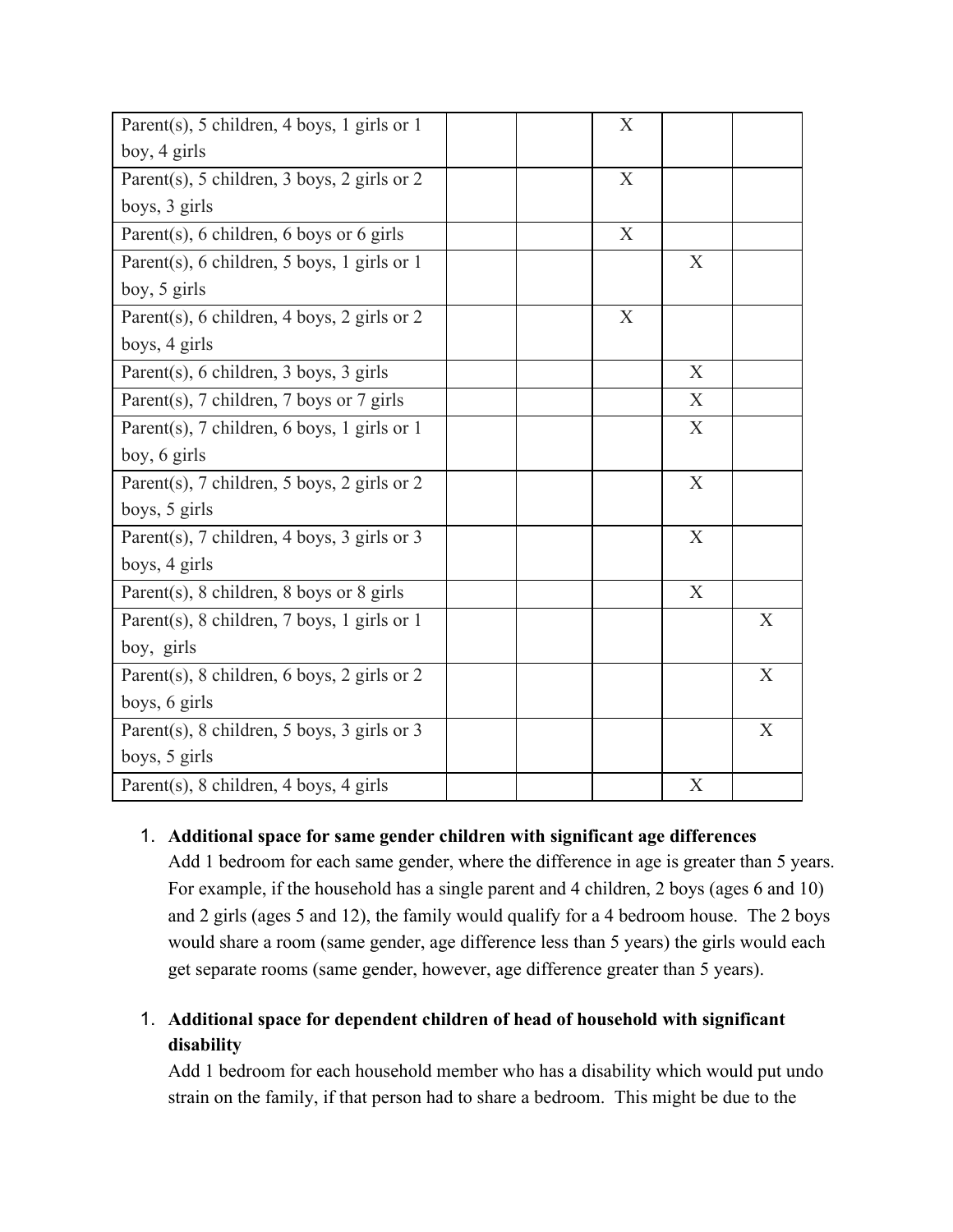| | | | | | |
|---|---|---|---|---|---|
| Parent(s), 5 children, 4 boys, 1 girls or 1 boy, 4 girls | | | X | | |
| Parent(s), 5 children, 3 boys, 2 girls or 2 boys, 3 girls | | | X | | |
| Parent(s), 6 children, 6 boys or 6 girls | | | X | | |
| Parent(s), 6 children, 5 boys, 1 girls or 1 boy, 5 girls | | | | X | |
| Parent(s), 6 children, 4 boys, 2 girls or 2 boys, 4 girls | | | X | | |
| Parent(s), 6 children, 3 boys, 3 girls | | | | X | |
| Parent(s), 7 children, 7 boys or 7 girls | | | | X | |
| Parent(s), 7 children, 6 boys, 1 girls or 1 boy, 6 girls | | | | X | |
| Parent(s), 7 children, 5 boys, 2 girls or 2 boys, 5 girls | | | | X | |
| Parent(s), 7 children, 4 boys, 3 girls or 3 boys, 4 girls | | | | X | |
| Parent(s), 8 children, 8 boys or 8 girls | | | | X | |
| Parent(s), 8 children, 7 boys, 1 girls or 1 boy, girls | | | | | X |
| Parent(s), 8 children, 6 boys, 2 girls or 2 boys, 6 girls | | | | | X |
| Parent(s), 8 children, 5 boys, 3 girls or 3 boys, 5 girls | | | | | X |
| Parent(s), 8 children, 4 boys, 4 girls | | | | X | |

1. **Additional space for same gender children with significant age differences**
   Add 1 bedroom for each same gender, where the difference in age is greater than 5 years. For example, if the household has a single parent and 4 children, 2 boys (ages 6 and 10) and 2 girls (ages 5 and 12), the family would qualify for a 4 bedroom house. The 2 boys would share a room (same gender, age difference less than 5 years) the girls would each get separate rooms (same gender, however, age difference greater than 5 years).

1. **Additional space for dependent children of head of household with significant disability**
   Add 1 bedroom for each household member who has a disability which would put undo strain on the family, if that person had to share a bedroom. This might be due to the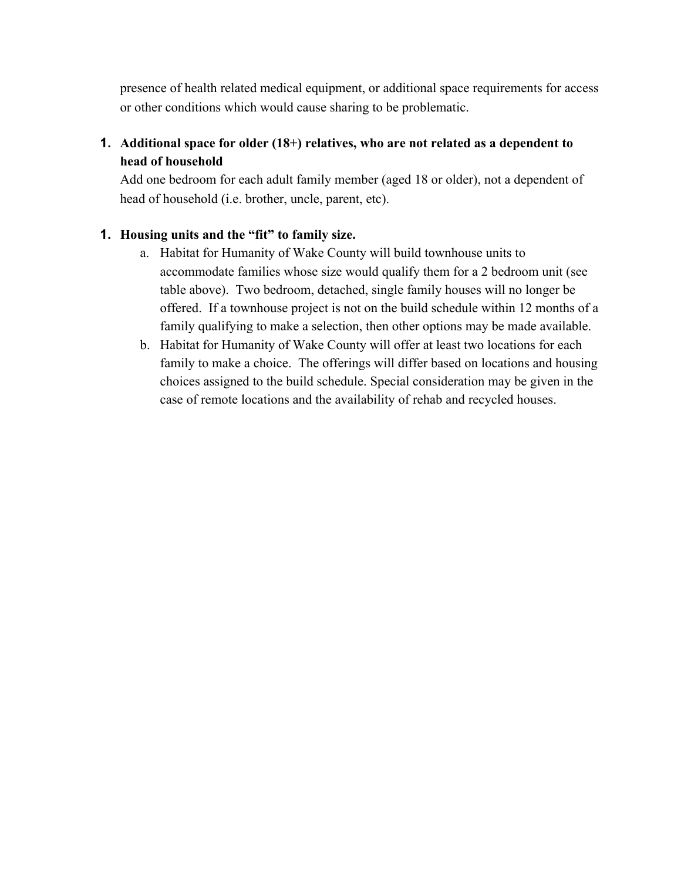presence of health related medical equipment, or additional space requirements for access or other conditions which would cause sharing to be problematic.

1. **Additional space for older (18+) relatives, who are not related as a dependent to head of household**
   Add one bedroom for each adult family member (aged 18 or older), not a dependent of head of household (i.e. brother, uncle, parent, etc).

1. **Housing units and the "fit" to family size.**
   a. Habitat for Humanity of Wake County will build townhouse units to accommodate families whose size would qualify them for a 2 bedroom unit (see table above). Two bedroom, detached, single family houses will no longer be offered. If a townhouse project is not on the build schedule within 12 months of a family qualifying to make a selection, then other options may be made available.
   b. Habitat for Humanity of Wake County will offer at least two locations for each family to make a choice. The offerings will differ based on locations and housing choices assigned to the build schedule. Special consideration may be given in the case of remote locations and the availability of rehab and recycled houses.